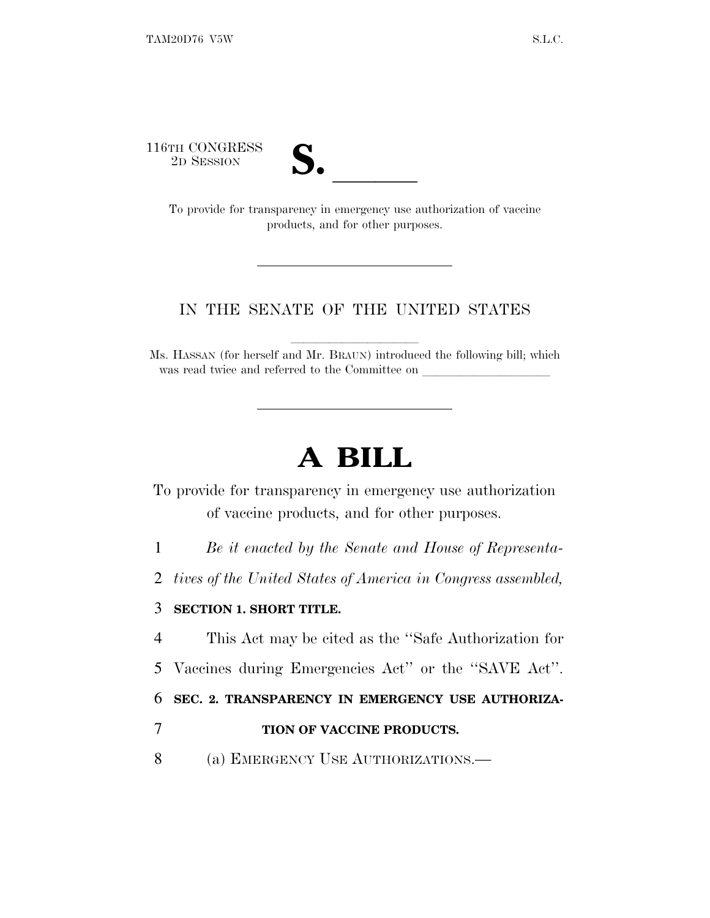116TH CONGRESS
2D SESSION

# S. \_\_\_\_\_\_

To provide for transparency in emergency use authorization of vaccine products, and for other purposes.

---

IN THE SENATE OF THE UNITED STATES

Ms. HASSAN (for herself and Mr. BRAUN) introduced the following bill; which was read twice and referred to the Committee on \_\_\_\_\_\_\_\_\_\_\_\_\_\_\_\_\_\_\_\_

---

# A BILL

To provide for transparency in emergency use authorization of vaccine products, and for other purposes.

1 *Be it enacted by the Senate and House of Representa-*
2 *tives of the United States of America in Congress assembled,*

3 **SECTION 1. SHORT TITLE.**

4 This Act may be cited as the ''Safe Authorization for
5 Vaccines during Emergencies Act'' or the ''SAVE Act''.

6 **SEC. 2. TRANSPARENCY IN EMERGENCY USE AUTHORIZA-**
7 **TION OF VACCINE PRODUCTS.**

8 (a) EMERGENCY USE AUTHORIZATIONS.—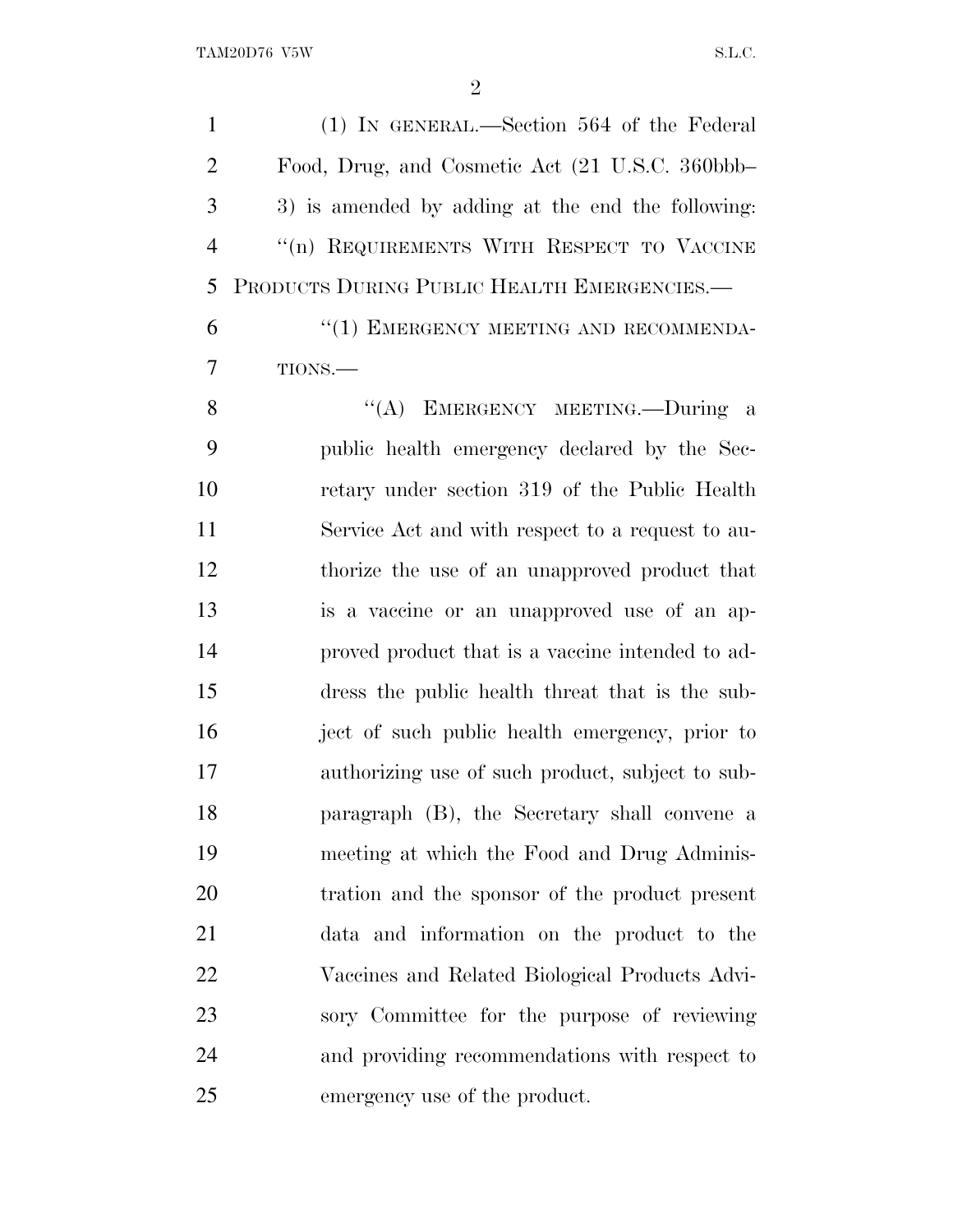(1) IN GENERAL.—Section 564 of the Federal Food, Drug, and Cosmetic Act (21 U.S.C. 360bbb–3) is amended by adding at the end the following:

"(n) REQUIREMENTS WITH RESPECT TO VACCINE PRODUCTS DURING PUBLIC HEALTH EMERGENCIES.—

"(1) EMERGENCY MEETING AND RECOMMENDATIONS.—

"(A) EMERGENCY MEETING.—During a public health emergency declared by the Secretary under section 319 of the Public Health Service Act and with respect to a request to authorize the use of an unapproved product that is a vaccine or an unapproved use of an approved product that is a vaccine intended to address the public health threat that is the subject of such public health emergency, prior to authorizing use of such product, subject to subparagraph (B), the Secretary shall convene a meeting at which the Food and Drug Administration and the sponsor of the product present data and information on the product to the Vaccines and Related Biological Products Advisory Committee for the purpose of reviewing and providing recommendations with respect to emergency use of the product.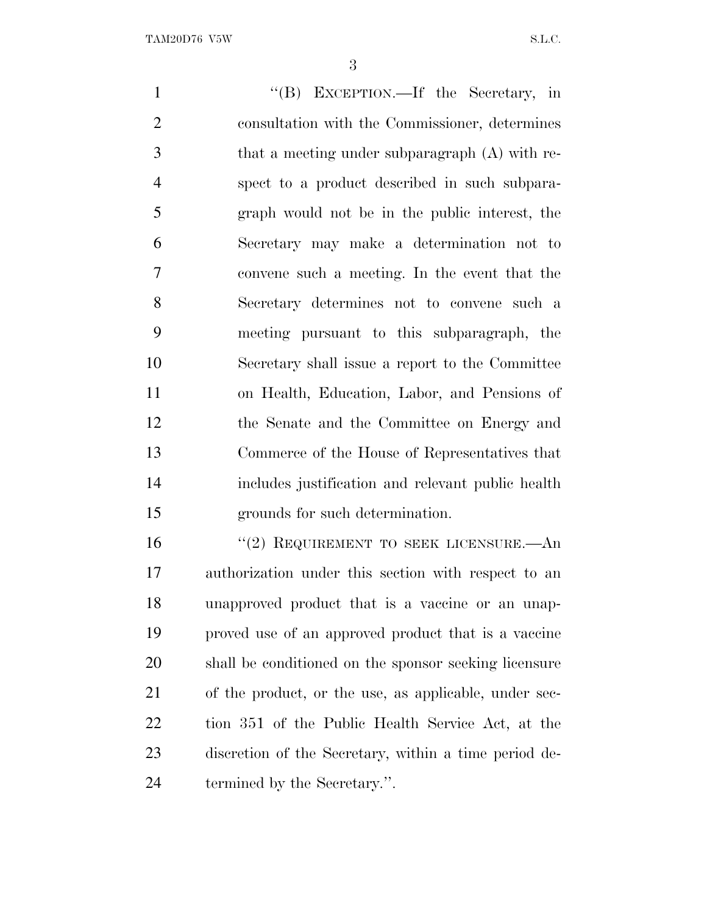"(B) EXCEPTION.—If the Secretary, in consultation with the Commissioner, determines that a meeting under subparagraph (A) with respect to a product described in such subparagraph would not be in the public interest, the Secretary may make a determination not to convene such a meeting. In the event that the Secretary determines not to convene such a meeting pursuant to this subparagraph, the Secretary shall issue a report to the Committee on Health, Education, Labor, and Pensions of the Senate and the Committee on Energy and Commerce of the House of Representatives that includes justification and relevant public health grounds for such determination.

"(2) REQUIREMENT TO SEEK LICENSURE.—An authorization under this section with respect to an unapproved product that is a vaccine or an unapproved use of an approved product that is a vaccine shall be conditioned on the sponsor seeking licensure of the product, or the use, as applicable, under section 351 of the Public Health Service Act, at the discretion of the Secretary, within a time period determined by the Secretary.".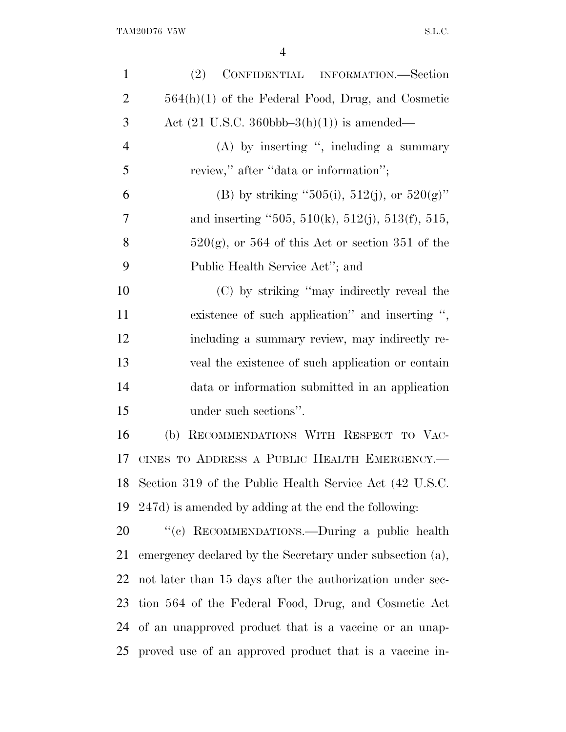(2) CONFIDENTIAL INFORMATION.—Section 564(h)(1) of the Federal Food, Drug, and Cosmetic Act (21 U.S.C. 360bbb–3(h)(1)) is amended—

(A) by inserting ", including a summary review," after "data or information";

(B) by striking "505(i), 512(j), or 520(g)" and inserting "505, 510(k), 512(j), 513(f), 515, 520(g), or 564 of this Act or section 351 of the Public Health Service Act"; and

(C) by striking "may indirectly reveal the existence of such application" and inserting ", including a summary review, may indirectly reveal the existence of such application or contain data or information submitted in an application under such sections".

(b) RECOMMENDATIONS WITH RESPECT TO VACCINES TO ADDRESS A PUBLIC HEALTH EMERGENCY.—Section 319 of the Public Health Service Act (42 U.S.C. 247d) is amended by adding at the end the following:

"(c) RECOMMENDATIONS.—During a public health emergency declared by the Secretary under subsection (a), not later than 15 days after the authorization under section 564 of the Federal Food, Drug, and Cosmetic Act of an unapproved product that is a vaccine or an unapproved use of an approved product that is a vaccine in-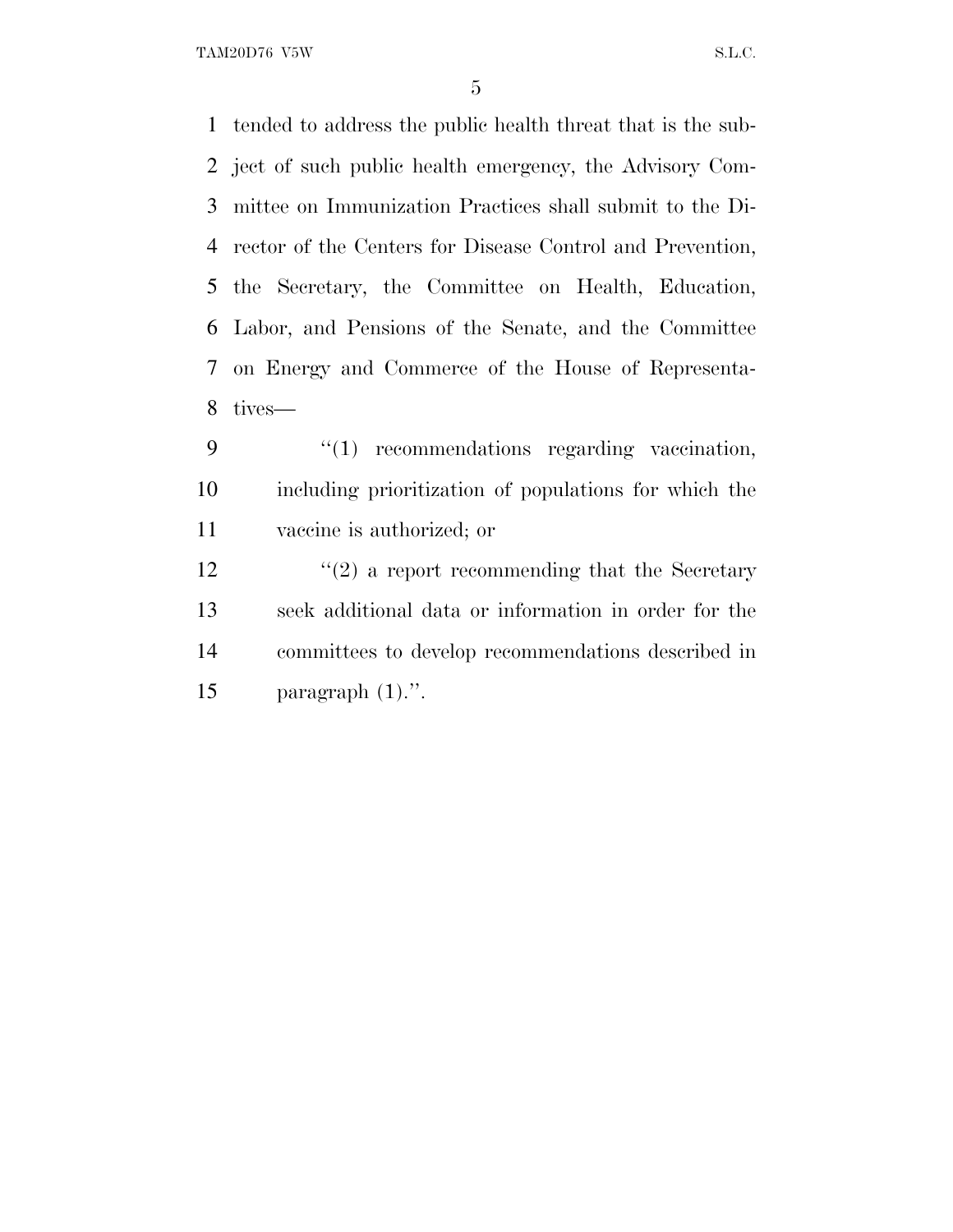tended to address the public health threat that is the subject of such public health emergency, the Advisory Committee on Immunization Practices shall submit to the Director of the Centers for Disease Control and Prevention, the Secretary, the Committee on Health, Education, Labor, and Pensions of the Senate, and the Committee on Energy and Commerce of the House of Representatives—

"(1) recommendations regarding vaccination, including prioritization of populations for which the vaccine is authorized; or

"(2) a report recommending that the Secretary seek additional data or information in order for the committees to develop recommendations described in paragraph (1).".